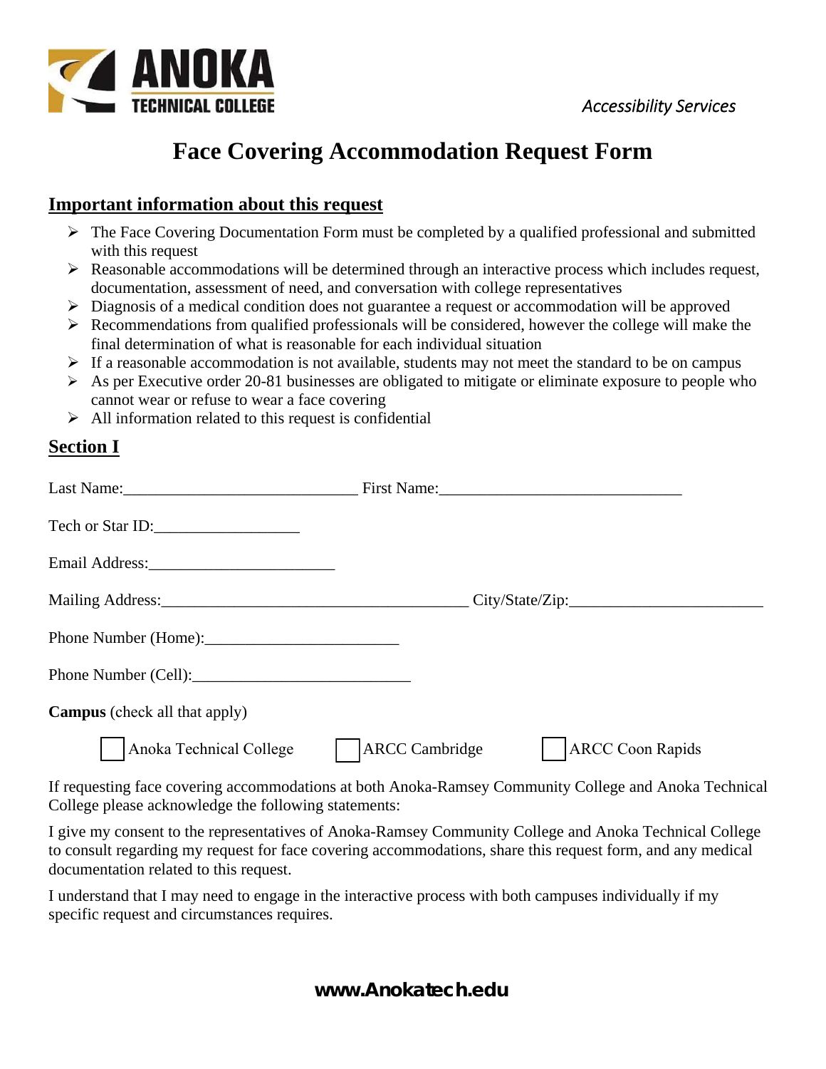ANOKA TECHNICAL COLLEGE

*Accessibility Services*

# Face Covering Accommodation Request Form

## Important information about this request

- The Face Covering Documentation Form must be completed by a qualified professional and submitted with this request
- Reasonable accommodations will be determined through an interactive process which includes request, documentation, assessment of need, and conversation with college representatives
- Diagnosis of a medical condition does not guarantee a request or accommodation will be approved
- Recommendations from qualified professionals will be considered, however the college will make the final determination of what is reasonable for each individual situation
- If a reasonable accommodation is not available, students may not meet the standard to be on campus
- As per Executive order 20-81 businesses are obligated to mitigate or eliminate exposure to people who cannot wear or refuse to wear a face covering
- All information related to this request is confidential

## Section I

Last Name:_____________________________ First Name:______________________________

Tech or Star ID:_________________

Email Address:_______________________

Mailing Address:_____________________________________ City/State/Zip:_______________________

Phone Number (Home):_______________________

Phone Number (Cell):___________________________

**Campus** (check all that apply)

☐ Anoka Technical College ☐ ARCC Cambridge ☐ ARCC Coon Rapids

If requesting face covering accommodations at both Anoka-Ramsey Community College and Anoka Technical College please acknowledge the following statements:

I give my consent to the representatives of Anoka-Ramsey Community College and Anoka Technical College to consult regarding my request for face covering accommodations, share this request form, and any medical documentation related to this request.

I understand that I may need to engage in the interactive process with both campuses individually if my specific request and circumstances requires.

**www.Anokatech.edu**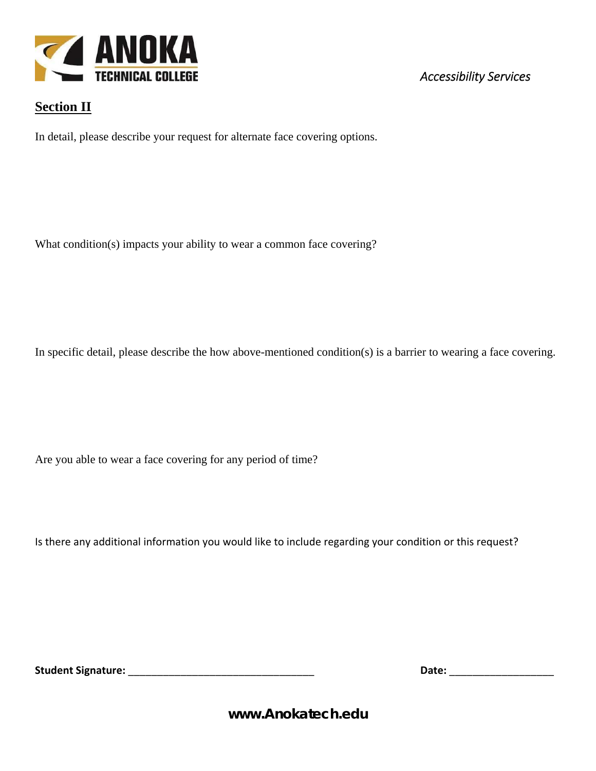ANOKA TECHNICAL COLLEGE

*Accessibility Services*

## Section II

In detail, please describe your request for alternate face covering options.

What condition(s) impacts your ability to wear a common face covering?

In specific detail, please describe the how above-mentioned condition(s) is a barrier to wearing a face covering.

Are you able to wear a face covering for any period of time?

Is there any additional information you would like to include regarding your condition or this request?

**Student Signature:** ________________________________ **Date:** __________________

**www.Anokatech.edu**